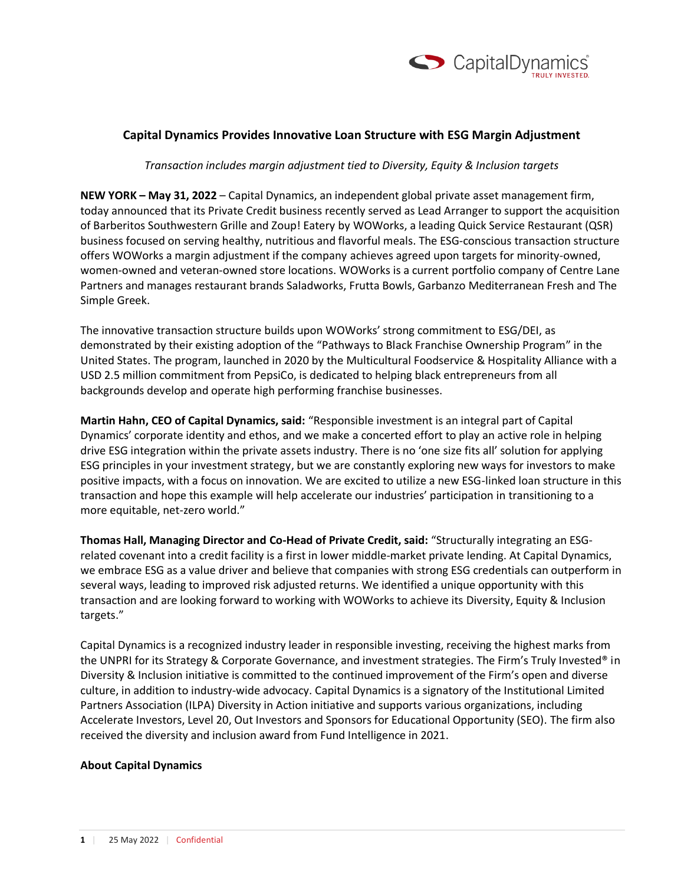# Capital Dynamics Provides Innovative Loan Structure with ESG Margin Adjustment

*Transaction includes margin adjustment tied to Diversity, Equity & Inclusion targets*

**NEW YORK – May 31, 2022** – Capital Dynamics, an independent global private asset management firm, today announced that its Private Credit business recently served as Lead Arranger to support the acquisition of Barberitos Southwestern Grille and Zoup! Eatery by WOWorks, a leading Quick Service Restaurant (QSR) business focused on serving healthy, nutritious and flavorful meals. The ESG-conscious transaction structure offers WOWorks a margin adjustment if the company achieves agreed upon targets for minority-owned, women-owned and veteran-owned store locations. WOWorks is a current portfolio company of Centre Lane Partners and manages restaurant brands Saladworks, Frutta Bowls, Garbanzo Mediterranean Fresh and The Simple Greek.

The innovative transaction structure builds upon WOWorks' strong commitment to ESG/DEI, as demonstrated by their existing adoption of the "Pathways to Black Franchise Ownership Program" in the United States. The program, launched in 2020 by the Multicultural Foodservice & Hospitality Alliance with a USD 2.5 million commitment from PepsiCo, is dedicated to helping black entrepreneurs from all backgrounds develop and operate high performing franchise businesses.

**Martin Hahn, CEO of Capital Dynamics, said:** "Responsible investment is an integral part of Capital Dynamics' corporate identity and ethos, and we make a concerted effort to play an active role in helping drive ESG integration within the private assets industry. There is no 'one size fits all' solution for applying ESG principles in your investment strategy, but we are constantly exploring new ways for investors to make positive impacts, with a focus on innovation. We are excited to utilize a new ESG-linked loan structure in this transaction and hope this example will help accelerate our industries' participation in transitioning to a more equitable, net-zero world."

**Thomas Hall, Managing Director and Co-Head of Private Credit, said:** "Structurally integrating an ESG-related covenant into a credit facility is a first in lower middle-market private lending. At Capital Dynamics, we embrace ESG as a value driver and believe that companies with strong ESG credentials can outperform in several ways, leading to improved risk adjusted returns. We identified a unique opportunity with this transaction and are looking forward to working with WOWorks to achieve its Diversity, Equity & Inclusion targets."

Capital Dynamics is a recognized industry leader in responsible investing, receiving the highest marks from the UNPRI for its Strategy & Corporate Governance, and investment strategies. The Firm's Truly Invested® in Diversity & Inclusion initiative is committed to the continued improvement of the Firm's open and diverse culture, in addition to industry-wide advocacy. Capital Dynamics is a signatory of the Institutional Limited Partners Association (ILPA) Diversity in Action initiative and supports various organizations, including Accelerate Investors, Level 20, Out Investors and Sponsors for Educational Opportunity (SEO). The firm also received the diversity and inclusion award from Fund Intelligence in 2021.

**About Capital Dynamics**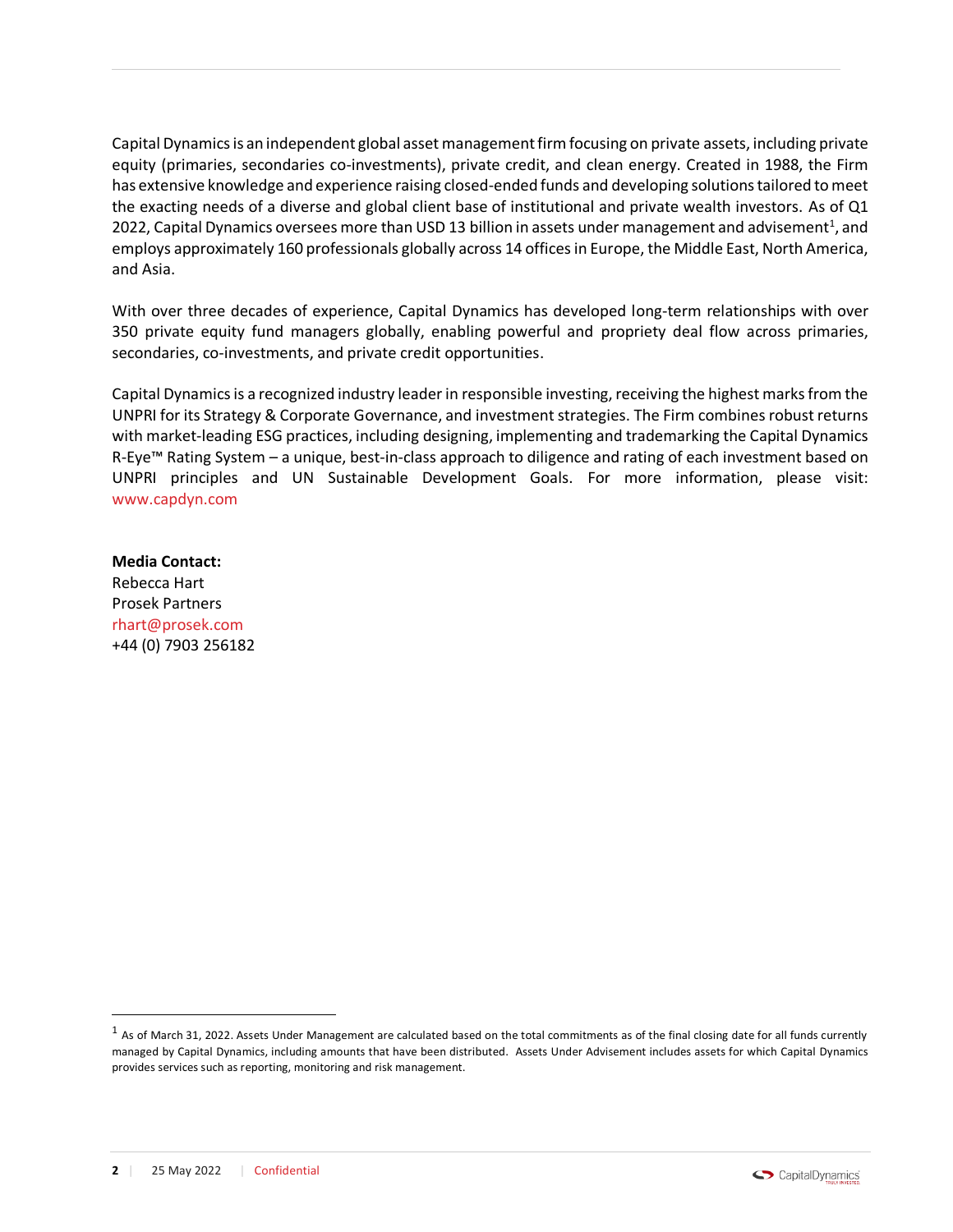Capital Dynamics is an independent global asset management firm focusing on private assets, including private equity (primaries, secondaries co-investments), private credit, and clean energy. Created in 1988, the Firm has extensive knowledge and experience raising closed-ended funds and developing solutions tailored to meet the exacting needs of a diverse and global client base of institutional and private wealth investors. As of Q1 2022, Capital Dynamics oversees more than USD 13 billion in assets under management and advisement[1], and employs approximately 160 professionals globally across 14 offices in Europe, the Middle East, North America, and Asia.

With over three decades of experience, Capital Dynamics has developed long-term relationships with over 350 private equity fund managers globally, enabling powerful and propriety deal flow across primaries, secondaries, co-investments, and private credit opportunities.

Capital Dynamics is a recognized industry leader in responsible investing, receiving the highest marks from the UNPRI for its Strategy & Corporate Governance, and investment strategies. The Firm combines robust returns with market-leading ESG practices, including designing, implementing and trademarking the Capital Dynamics R-Eye™ Rating System – a unique, best-in-class approach to diligence and rating of each investment based on UNPRI principles and UN Sustainable Development Goals. For more information, please visit: www.capdyn.com

**Media Contact:**
Rebecca Hart
Prosek Partners
rhart@prosek.com
+44 (0) 7903 256182

[1] As of March 31, 2022. Assets Under Management are calculated based on the total commitments as of the final closing date for all funds currently managed by Capital Dynamics, including amounts that have been distributed. Assets Under Advisement includes assets for which Capital Dynamics provides services such as reporting, monitoring and risk management.